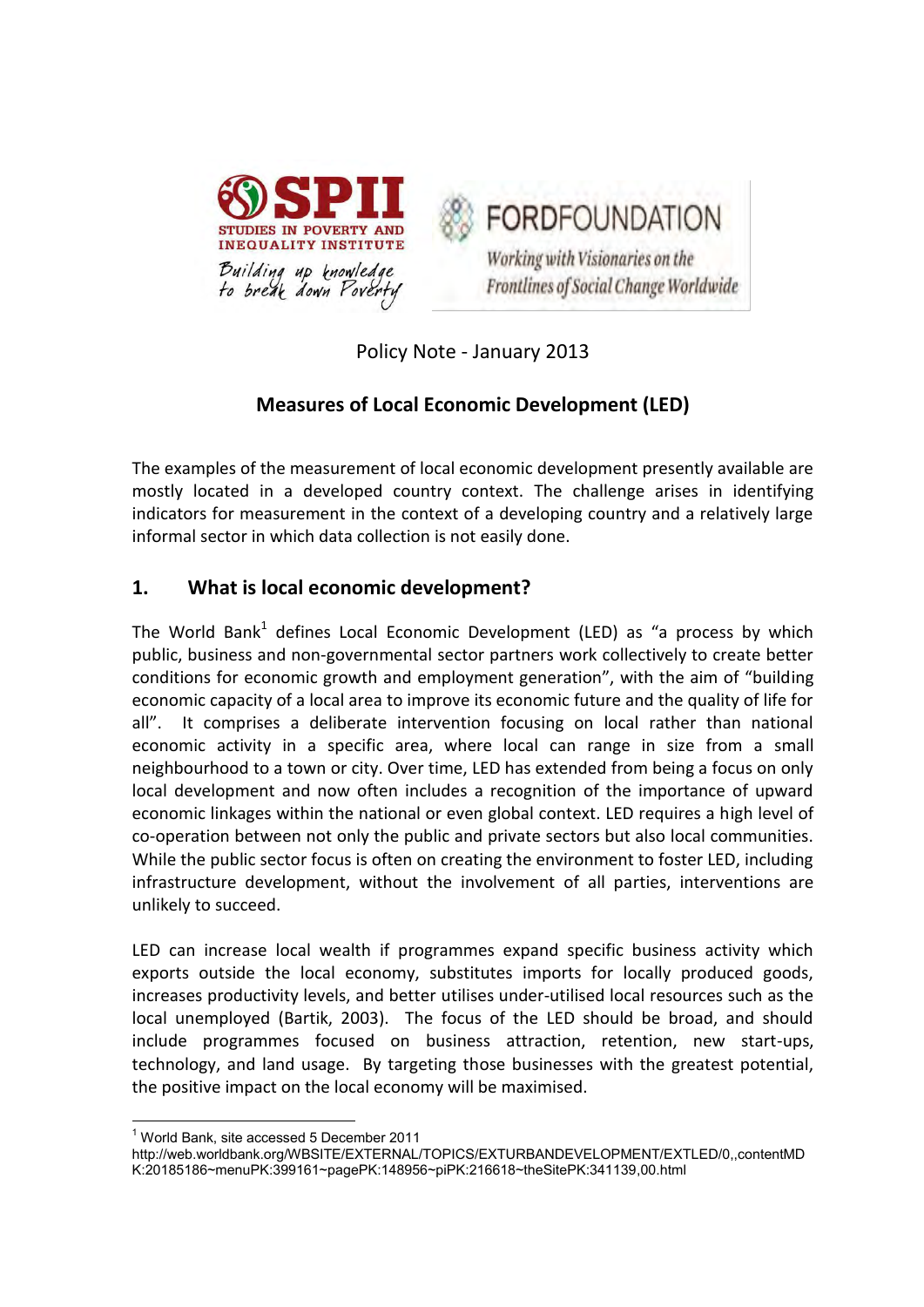SPII
STUDIES IN POVERTY AND INEQUALITY INSTITUTE
Building up knowledge to break down Poverty

FORDFOUNDATION
Working with Visionaries on the Frontlines of Social Change Worldwide

Policy Note - January 2013

# Measures of Local Economic Development (LED)

The examples of the measurement of local economic development presently available are mostly located in a developed country context. The challenge arises in identifying indicators for measurement in the context of a developing country and a relatively large informal sector in which data collection is not easily done.

## 1. What is local economic development?

The World Bank[1] defines Local Economic Development (LED) as "a process by which public, business and non-governmental sector partners work collectively to create better conditions for economic growth and employment generation", with the aim of "building economic capacity of a local area to improve its economic future and the quality of life for all". It comprises a deliberate intervention focusing on local rather than national economic activity in a specific area, where local can range in size from a small neighbourhood to a town or city. Over time, LED has extended from being a focus on only local development and now often includes a recognition of the importance of upward economic linkages within the national or even global context. LED requires a high level of co-operation between not only the public and private sectors but also local communities. While the public sector focus is often on creating the environment to foster LED, including infrastructure development, without the involvement of all parties, interventions are unlikely to succeed.

LED can increase local wealth if programmes expand specific business activity which exports outside the local economy, substitutes imports for locally produced goods, increases productivity levels, and better utilises under-utilised local resources such as the local unemployed (Bartik, 2003). The focus of the LED should be broad, and should include programmes focused on business attraction, retention, new start-ups, technology, and land usage. By targeting those businesses with the greatest potential, the positive impact on the local economy will be maximised.

[1] World Bank, site accessed 5 December 2011
http://web.worldbank.org/WBSITE/EXTERNAL/TOPICS/EXTURBANDEVELOPMENT/EXTLED/0,,contentMDK:20185186~menuPK:399161~pagePK:148956~piPK:216618~theSitePK:341139,00.html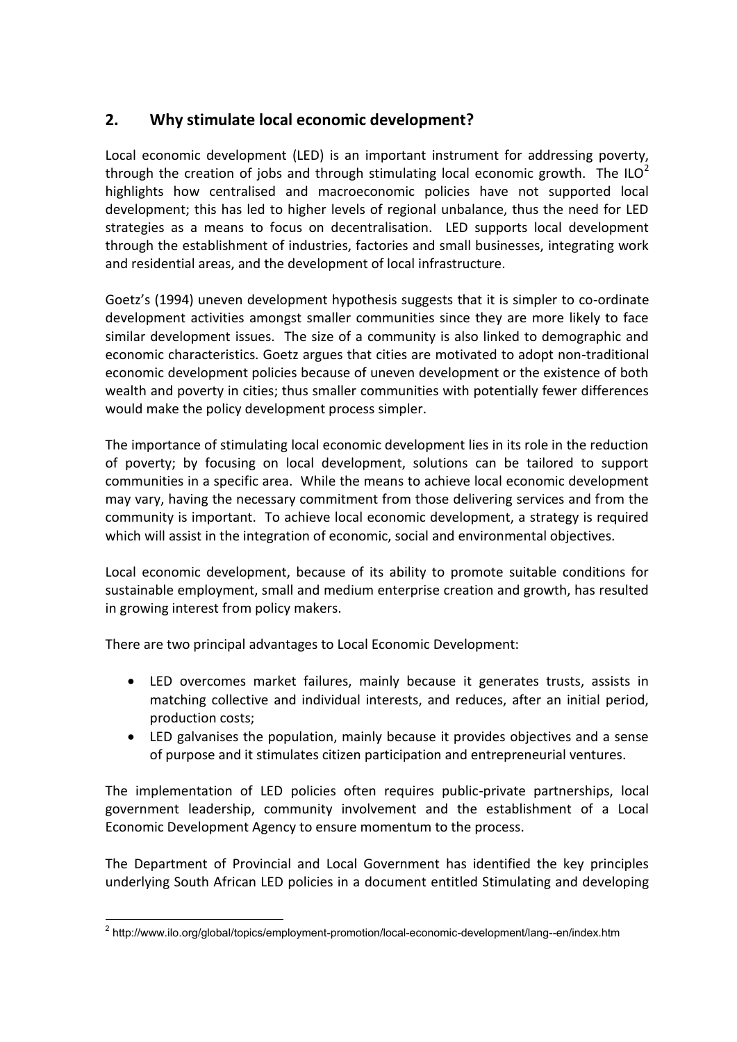## 2. Why stimulate local economic development?

Local economic development (LED) is an important instrument for addressing poverty, through the creation of jobs and through stimulating local economic growth. The ILO[2] highlights how centralised and macroeconomic policies have not supported local development; this has led to higher levels of regional unbalance, thus the need for LED strategies as a means to focus on decentralisation. LED supports local development through the establishment of industries, factories and small businesses, integrating work and residential areas, and the development of local infrastructure.

Goetz's (1994) uneven development hypothesis suggests that it is simpler to co-ordinate development activities amongst smaller communities since they are more likely to face similar development issues. The size of a community is also linked to demographic and economic characteristics. Goetz argues that cities are motivated to adopt non-traditional economic development policies because of uneven development or the existence of both wealth and poverty in cities; thus smaller communities with potentially fewer differences would make the policy development process simpler.

The importance of stimulating local economic development lies in its role in the reduction of poverty; by focusing on local development, solutions can be tailored to support communities in a specific area. While the means to achieve local economic development may vary, having the necessary commitment from those delivering services and from the community is important. To achieve local economic development, a strategy is required which will assist in the integration of economic, social and environmental objectives.

Local economic development, because of its ability to promote suitable conditions for sustainable employment, small and medium enterprise creation and growth, has resulted in growing interest from policy makers.

There are two principal advantages to Local Economic Development:

- LED overcomes market failures, mainly because it generates trusts, assists in matching collective and individual interests, and reduces, after an initial period, production costs;
- LED galvanises the population, mainly because it provides objectives and a sense of purpose and it stimulates citizen participation and entrepreneurial ventures.

The implementation of LED policies often requires public-private partnerships, local government leadership, community involvement and the establishment of a Local Economic Development Agency to ensure momentum to the process.

The Department of Provincial and Local Government has identified the key principles underlying South African LED policies in a document entitled Stimulating and developing

[2] http://www.ilo.org/global/topics/employment-promotion/local-economic-development/lang--en/index.htm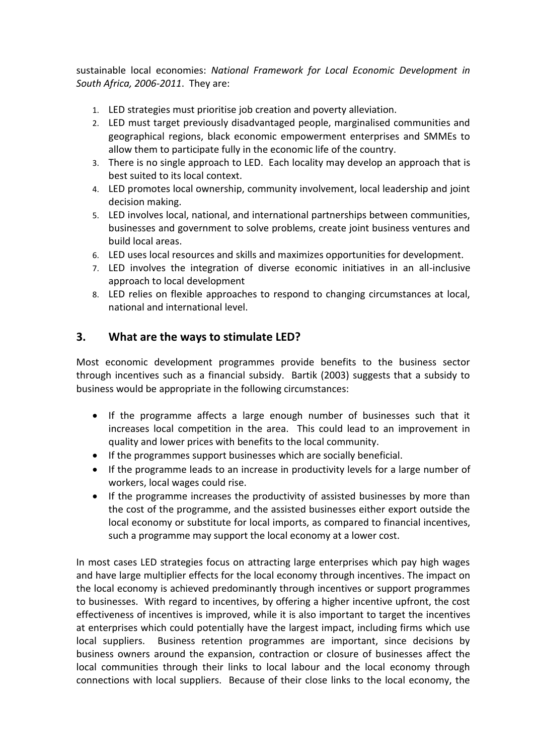sustainable local economies: *National Framework for Local Economic Development in South Africa, 2006-2011*. They are:

1. LED strategies must prioritise job creation and poverty alleviation.
2. LED must target previously disadvantaged people, marginalised communities and geographical regions, black economic empowerment enterprises and SMMEs to allow them to participate fully in the economic life of the country.
3. There is no single approach to LED. Each locality may develop an approach that is best suited to its local context.
4. LED promotes local ownership, community involvement, local leadership and joint decision making.
5. LED involves local, national, and international partnerships between communities, businesses and government to solve problems, create joint business ventures and build local areas.
6. LED uses local resources and skills and maximizes opportunities for development.
7. LED involves the integration of diverse economic initiatives in an all-inclusive approach to local development
8. LED relies on flexible approaches to respond to changing circumstances at local, national and international level.

## 3. What are the ways to stimulate LED?

Most economic development programmes provide benefits to the business sector through incentives such as a financial subsidy. Bartik (2003) suggests that a subsidy to business would be appropriate in the following circumstances:

- If the programme affects a large enough number of businesses such that it increases local competition in the area. This could lead to an improvement in quality and lower prices with benefits to the local community.
- If the programmes support businesses which are socially beneficial.
- If the programme leads to an increase in productivity levels for a large number of workers, local wages could rise.
- If the programme increases the productivity of assisted businesses by more than the cost of the programme, and the assisted businesses either export outside the local economy or substitute for local imports, as compared to financial incentives, such a programme may support the local economy at a lower cost.

In most cases LED strategies focus on attracting large enterprises which pay high wages and have large multiplier effects for the local economy through incentives. The impact on the local economy is achieved predominantly through incentives or support programmes to businesses. With regard to incentives, by offering a higher incentive upfront, the cost effectiveness of incentives is improved, while it is also important to target the incentives at enterprises which could potentially have the largest impact, including firms which use local suppliers. Business retention programmes are important, since decisions by business owners around the expansion, contraction or closure of businesses affect the local communities through their links to local labour and the local economy through connections with local suppliers. Because of their close links to the local economy, the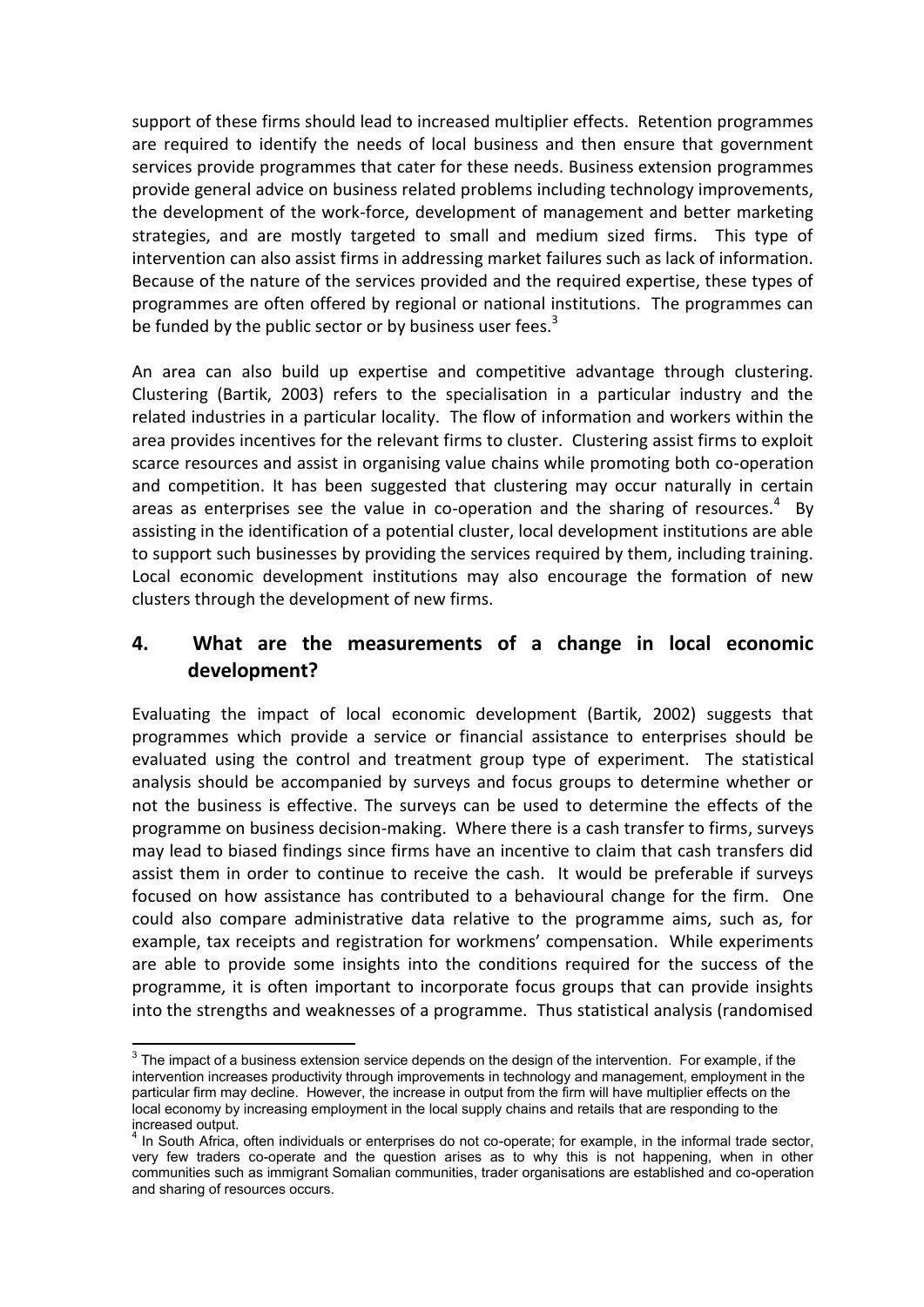support of these firms should lead to increased multiplier effects. Retention programmes are required to identify the needs of local business and then ensure that government services provide programmes that cater for these needs. Business extension programmes provide general advice on business related problems including technology improvements, the development of the work-force, development of management and better marketing strategies, and are mostly targeted to small and medium sized firms. This type of intervention can also assist firms in addressing market failures such as lack of information. Because of the nature of the services provided and the required expertise, these types of programmes are often offered by regional or national institutions. The programmes can be funded by the public sector or by business user fees.[3]

An area can also build up expertise and competitive advantage through clustering. Clustering (Bartik, 2003) refers to the specialisation in a particular industry and the related industries in a particular locality. The flow of information and workers within the area provides incentives for the relevant firms to cluster. Clustering assist firms to exploit scarce resources and assist in organising value chains while promoting both co-operation and competition. It has been suggested that clustering may occur naturally in certain areas as enterprises see the value in co-operation and the sharing of resources.[4] By assisting in the identification of a potential cluster, local development institutions are able to support such businesses by providing the services required by them, including training. Local economic development institutions may also encourage the formation of new clusters through the development of new firms.

## 4. What are the measurements of a change in local economic development?

Evaluating the impact of local economic development (Bartik, 2002) suggests that programmes which provide a service or financial assistance to enterprises should be evaluated using the control and treatment group type of experiment. The statistical analysis should be accompanied by surveys and focus groups to determine whether or not the business is effective. The surveys can be used to determine the effects of the programme on business decision-making. Where there is a cash transfer to firms, surveys may lead to biased findings since firms have an incentive to claim that cash transfers did assist them in order to continue to receive the cash. It would be preferable if surveys focused on how assistance has contributed to a behavioural change for the firm. One could also compare administrative data relative to the programme aims, such as, for example, tax receipts and registration for workmens' compensation. While experiments are able to provide some insights into the conditions required for the success of the programme, it is often important to incorporate focus groups that can provide insights into the strengths and weaknesses of a programme. Thus statistical analysis (randomised

---

[3] The impact of a business extension service depends on the design of the intervention. For example, if the intervention increases productivity through improvements in technology and management, employment in the particular firm may decline. However, the increase in output from the firm will have multiplier effects on the local economy by increasing employment in the local supply chains and retails that are responding to the increased output.

[4] In South Africa, often individuals or enterprises do not co-operate; for example, in the informal trade sector, very few traders co-operate and the question arises as to why this is not happening, when in other communities such as immigrant Somalian communities, trader organisations are established and co-operation and sharing of resources occurs.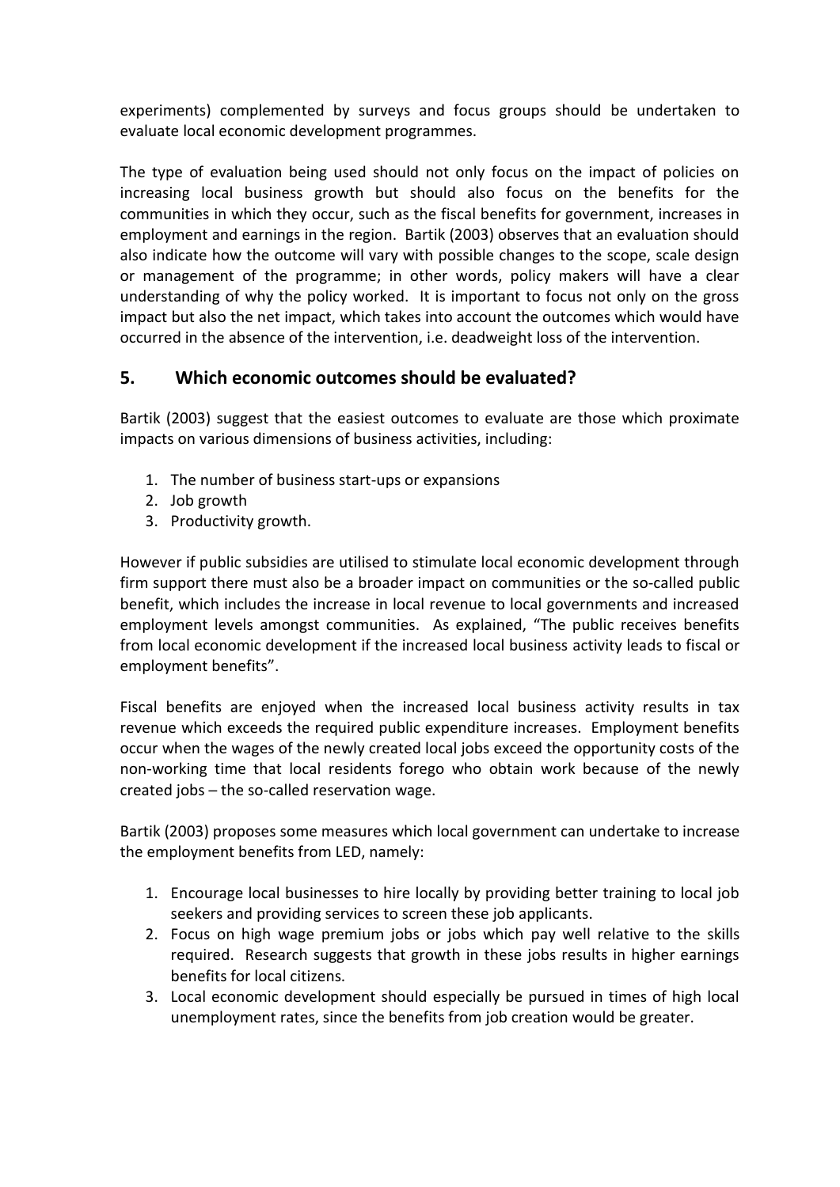experiments) complemented by surveys and focus groups should be undertaken to evaluate local economic development programmes.

The type of evaluation being used should not only focus on the impact of policies on increasing local business growth but should also focus on the benefits for the communities in which they occur, such as the fiscal benefits for government, increases in employment and earnings in the region. Bartik (2003) observes that an evaluation should also indicate how the outcome will vary with possible changes to the scope, scale design or management of the programme; in other words, policy makers will have a clear understanding of why the policy worked. It is important to focus not only on the gross impact but also the net impact, which takes into account the outcomes which would have occurred in the absence of the intervention, i.e. deadweight loss of the intervention.

## 5. Which economic outcomes should be evaluated?

Bartik (2003) suggest that the easiest outcomes to evaluate are those which proximate impacts on various dimensions of business activities, including:

1. The number of business start-ups or expansions
2. Job growth
3. Productivity growth.

However if public subsidies are utilised to stimulate local economic development through firm support there must also be a broader impact on communities or the so-called public benefit, which includes the increase in local revenue to local governments and increased employment levels amongst communities. As explained, "The public receives benefits from local economic development if the increased local business activity leads to fiscal or employment benefits".

Fiscal benefits are enjoyed when the increased local business activity results in tax revenue which exceeds the required public expenditure increases. Employment benefits occur when the wages of the newly created local jobs exceed the opportunity costs of the non-working time that local residents forego who obtain work because of the newly created jobs – the so-called reservation wage.

Bartik (2003) proposes some measures which local government can undertake to increase the employment benefits from LED, namely:

1. Encourage local businesses to hire locally by providing better training to local job seekers and providing services to screen these job applicants.
2. Focus on high wage premium jobs or jobs which pay well relative to the skills required. Research suggests that growth in these jobs results in higher earnings benefits for local citizens.
3. Local economic development should especially be pursued in times of high local unemployment rates, since the benefits from job creation would be greater.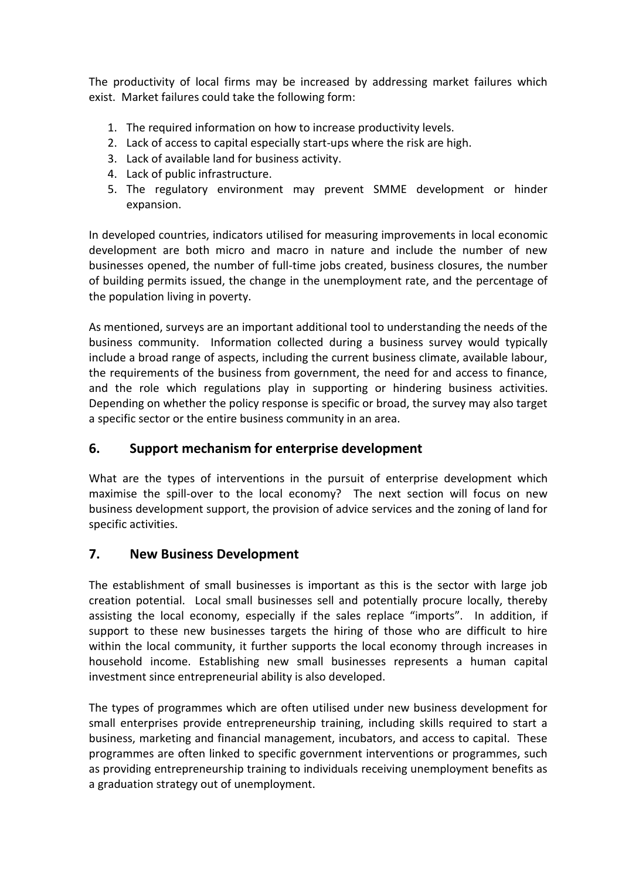The productivity of local firms may be increased by addressing market failures which exist. Market failures could take the following form:

1. The required information on how to increase productivity levels.
2. Lack of access to capital especially start-ups where the risk are high.
3. Lack of available land for business activity.
4. Lack of public infrastructure.
5. The regulatory environment may prevent SMME development or hinder expansion.

In developed countries, indicators utilised for measuring improvements in local economic development are both micro and macro in nature and include the number of new businesses opened, the number of full-time jobs created, business closures, the number of building permits issued, the change in the unemployment rate, and the percentage of the population living in poverty.

As mentioned, surveys are an important additional tool to understanding the needs of the business community. Information collected during a business survey would typically include a broad range of aspects, including the current business climate, available labour, the requirements of the business from government, the need for and access to finance, and the role which regulations play in supporting or hindering business activities. Depending on whether the policy response is specific or broad, the survey may also target a specific sector or the entire business community in an area.

## 6. Support mechanism for enterprise development

What are the types of interventions in the pursuit of enterprise development which maximise the spill-over to the local economy? The next section will focus on new business development support, the provision of advice services and the zoning of land for specific activities.

## 7. New Business Development

The establishment of small businesses is important as this is the sector with large job creation potential. Local small businesses sell and potentially procure locally, thereby assisting the local economy, especially if the sales replace "imports". In addition, if support to these new businesses targets the hiring of those who are difficult to hire within the local community, it further supports the local economy through increases in household income. Establishing new small businesses represents a human capital investment since entrepreneurial ability is also developed.

The types of programmes which are often utilised under new business development for small enterprises provide entrepreneurship training, including skills required to start a business, marketing and financial management, incubators, and access to capital. These programmes are often linked to specific government interventions or programmes, such as providing entrepreneurship training to individuals receiving unemployment benefits as a graduation strategy out of unemployment.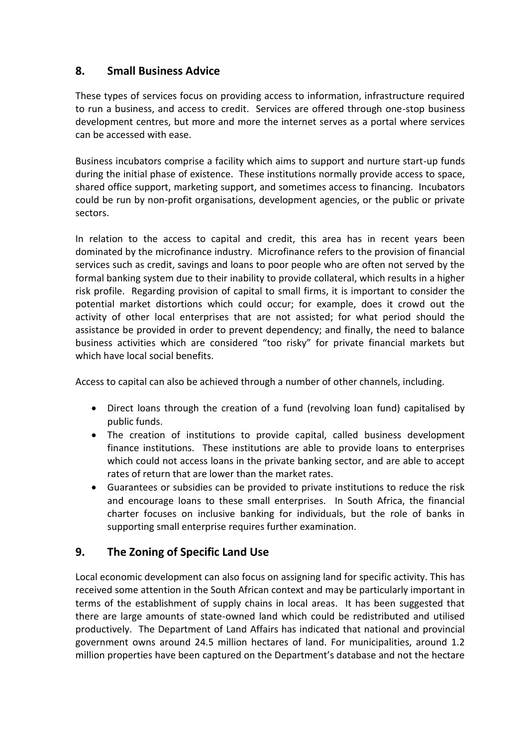## 8. Small Business Advice

These types of services focus on providing access to information, infrastructure required to run a business, and access to credit. Services are offered through one-stop business development centres, but more and more the internet serves as a portal where services can be accessed with ease.

Business incubators comprise a facility which aims to support and nurture start-up funds during the initial phase of existence. These institutions normally provide access to space, shared office support, marketing support, and sometimes access to financing. Incubators could be run by non-profit organisations, development agencies, or the public or private sectors.

In relation to the access to capital and credit, this area has in recent years been dominated by the microfinance industry. Microfinance refers to the provision of financial services such as credit, savings and loans to poor people who are often not served by the formal banking system due to their inability to provide collateral, which results in a higher risk profile. Regarding provision of capital to small firms, it is important to consider the potential market distortions which could occur; for example, does it crowd out the activity of other local enterprises that are not assisted; for what period should the assistance be provided in order to prevent dependency; and finally, the need to balance business activities which are considered "too risky" for private financial markets but which have local social benefits.

Access to capital can also be achieved through a number of other channels, including.

- Direct loans through the creation of a fund (revolving loan fund) capitalised by public funds.
- The creation of institutions to provide capital, called business development finance institutions. These institutions are able to provide loans to enterprises which could not access loans in the private banking sector, and are able to accept rates of return that are lower than the market rates.
- Guarantees or subsidies can be provided to private institutions to reduce the risk and encourage loans to these small enterprises. In South Africa, the financial charter focuses on inclusive banking for individuals, but the role of banks in supporting small enterprise requires further examination.

## 9. The Zoning of Specific Land Use

Local economic development can also focus on assigning land for specific activity. This has received some attention in the South African context and may be particularly important in terms of the establishment of supply chains in local areas. It has been suggested that there are large amounts of state-owned land which could be redistributed and utilised productively. The Department of Land Affairs has indicated that national and provincial government owns around 24.5 million hectares of land. For municipalities, around 1.2 million properties have been captured on the Department's database and not the hectare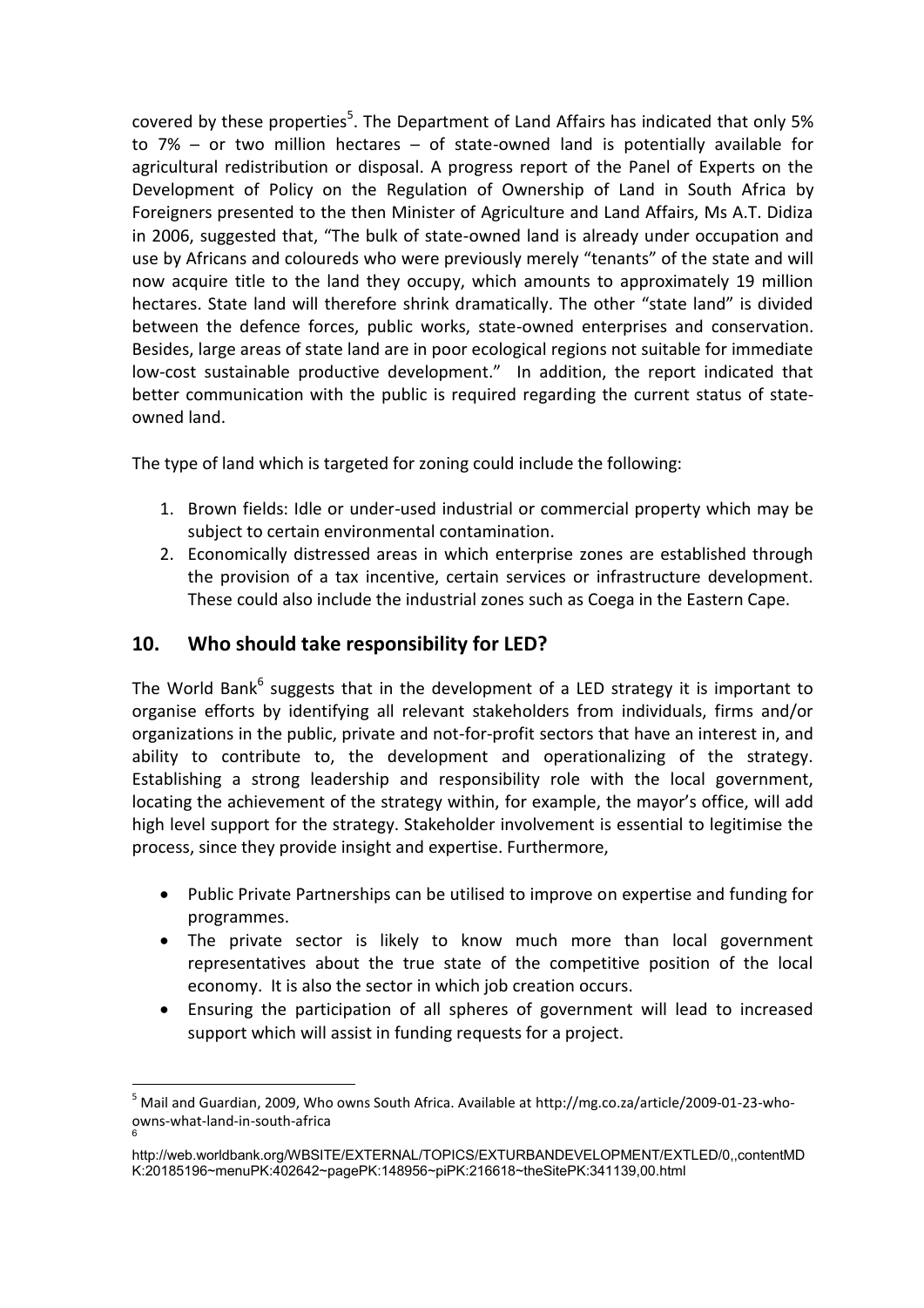covered by these properties[5]. The Department of Land Affairs has indicated that only 5% to 7% – or two million hectares – of state-owned land is potentially available for agricultural redistribution or disposal. A progress report of the Panel of Experts on the Development of Policy on the Regulation of Ownership of Land in South Africa by Foreigners presented to the then Minister of Agriculture and Land Affairs, Ms A.T. Didiza in 2006, suggested that, "The bulk of state-owned land is already under occupation and use by Africans and coloureds who were previously merely "tenants" of the state and will now acquire title to the land they occupy, which amounts to approximately 19 million hectares. State land will therefore shrink dramatically. The other "state land" is divided between the defence forces, public works, state-owned enterprises and conservation. Besides, large areas of state land are in poor ecological regions not suitable for immediate low-cost sustainable productive development." In addition, the report indicated that better communication with the public is required regarding the current status of state-owned land.

The type of land which is targeted for zoning could include the following:

1. Brown fields: Idle or under-used industrial or commercial property which may be subject to certain environmental contamination.
2. Economically distressed areas in which enterprise zones are established through the provision of a tax incentive, certain services or infrastructure development. These could also include the industrial zones such as Coega in the Eastern Cape.

## 10. Who should take responsibility for LED?

The World Bank[6] suggests that in the development of a LED strategy it is important to organise efforts by identifying all relevant stakeholders from individuals, firms and/or organizations in the public, private and not-for-profit sectors that have an interest in, and ability to contribute to, the development and operationalizing of the strategy. Establishing a strong leadership and responsibility role with the local government, locating the achievement of the strategy within, for example, the mayor's office, will add high level support for the strategy. Stakeholder involvement is essential to legitimise the process, since they provide insight and expertise. Furthermore,

- Public Private Partnerships can be utilised to improve on expertise and funding for programmes.
- The private sector is likely to know much more than local government representatives about the true state of the competitive position of the local economy. It is also the sector in which job creation occurs.
- Ensuring the participation of all spheres of government will lead to increased support which will assist in funding requests for a project.

---

[5] Mail and Guardian, 2009, Who owns South Africa. Available at http://mg.co.za/article/2009-01-23-who-owns-what-land-in-south-africa

[6] http://web.worldbank.org/WBSITE/EXTERNAL/TOPICS/EXTURBANDEVELOPMENT/EXTLED/0,,contentMDK:20185196~menuPK:402642~pagePK:148956~piPK:216618~theSitePK:341139,00.html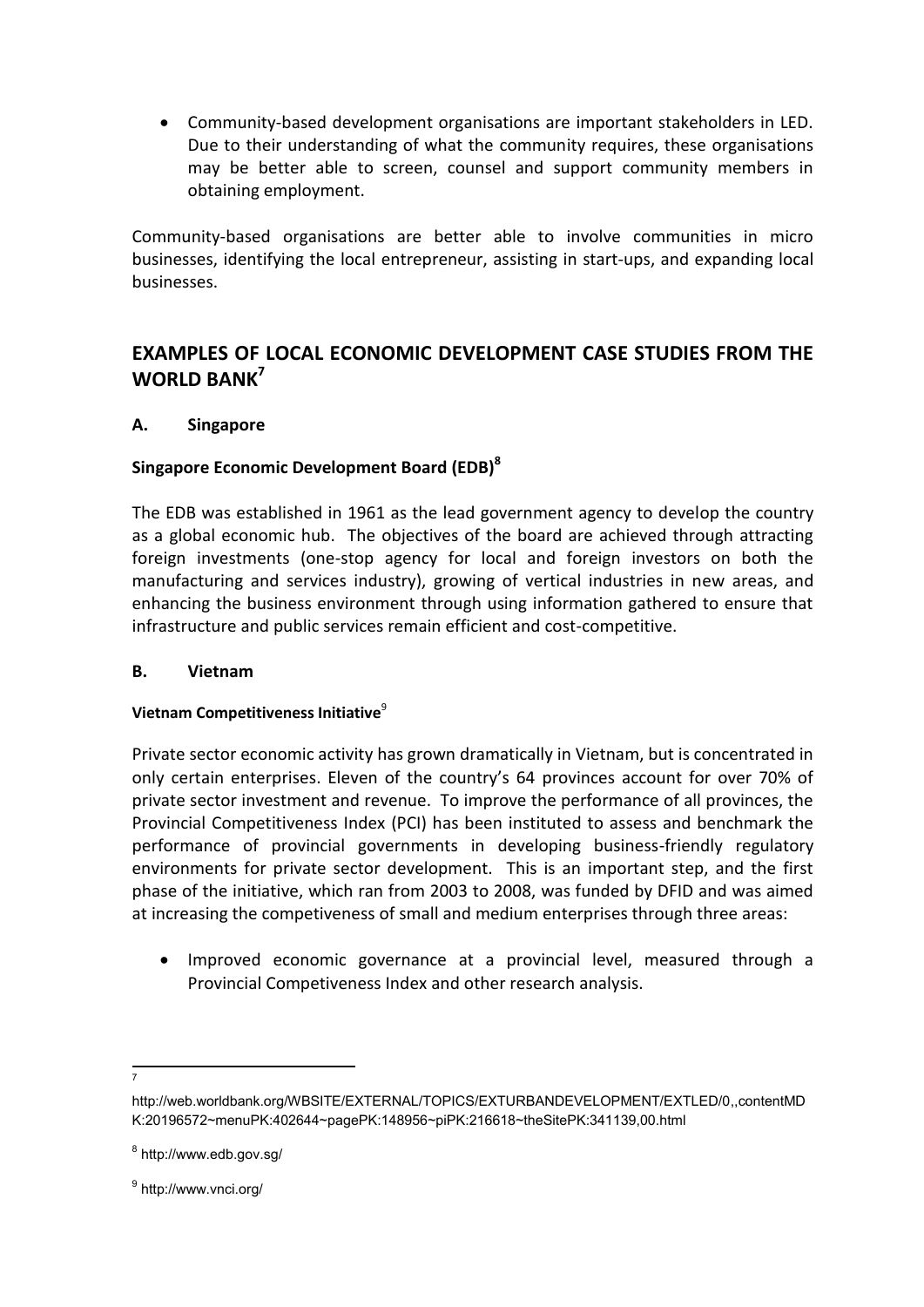- Community-based development organisations are important stakeholders in LED. Due to their understanding of what the community requires, these organisations may be better able to screen, counsel and support community members in obtaining employment.

Community-based organisations are better able to involve communities in micro businesses, identifying the local entrepreneur, assisting in start-ups, and expanding local businesses.

## EXAMPLES OF LOCAL ECONOMIC DEVELOPMENT CASE STUDIES FROM THE WORLD BANK[7]

### A. Singapore

#### Singapore Economic Development Board (EDB)[8]

The EDB was established in 1961 as the lead government agency to develop the country as a global economic hub. The objectives of the board are achieved through attracting foreign investments (one-stop agency for local and foreign investors on both the manufacturing and services industry), growing of vertical industries in new areas, and enhancing the business environment through using information gathered to ensure that infrastructure and public services remain efficient and cost-competitive.

### B. Vietnam

#### Vietnam Competitiveness Initiative[9]

Private sector economic activity has grown dramatically in Vietnam, but is concentrated in only certain enterprises. Eleven of the country's 64 provinces account for over 70% of private sector investment and revenue. To improve the performance of all provinces, the Provincial Competitiveness Index (PCI) has been instituted to assess and benchmark the performance of provincial governments in developing business-friendly regulatory environments for private sector development. This is an important step, and the first phase of the initiative, which ran from 2003 to 2008, was funded by DFID and was aimed at increasing the competiveness of small and medium enterprises through three areas:

- Improved economic governance at a provincial level, measured through a Provincial Competiveness Index and other research analysis.

---

[7] http://web.worldbank.org/WBSITE/EXTERNAL/TOPICS/EXTURBANDEVELOPMENT/EXTLED/0,,contentMDK:20196572~menuPK:402644~pagePK:148956~piPK:216618~theSitePK:341139,00.html

[8] http://www.edb.gov.sg/

[9] http://www.vnci.org/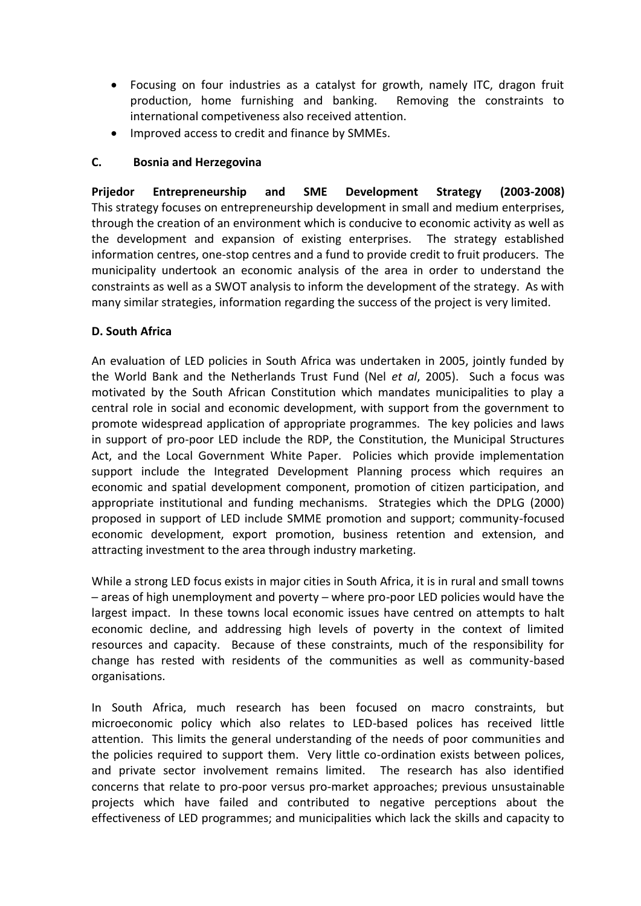- Focusing on four industries as a catalyst for growth, namely ITC, dragon fruit production, home furnishing and banking. Removing the constraints to international competiveness also received attention.
- Improved access to credit and finance by SMMEs.

### C. Bosnia and Herzegovina

**Prijedor Entrepreneurship and SME Development Strategy (2003-2008)** This strategy focuses on entrepreneurship development in small and medium enterprises, through the creation of an environment which is conducive to economic activity as well as the development and expansion of existing enterprises. The strategy established information centres, one-stop centres and a fund to provide credit to fruit producers. The municipality undertook an economic analysis of the area in order to understand the constraints as well as a SWOT analysis to inform the development of the strategy. As with many similar strategies, information regarding the success of the project is very limited.

### D. South Africa

An evaluation of LED policies in South Africa was undertaken in 2005, jointly funded by the World Bank and the Netherlands Trust Fund (Nel *et al*, 2005). Such a focus was motivated by the South African Constitution which mandates municipalities to play a central role in social and economic development, with support from the government to promote widespread application of appropriate programmes. The key policies and laws in support of pro-poor LED include the RDP, the Constitution, the Municipal Structures Act, and the Local Government White Paper. Policies which provide implementation support include the Integrated Development Planning process which requires an economic and spatial development component, promotion of citizen participation, and appropriate institutional and funding mechanisms. Strategies which the DPLG (2000) proposed in support of LED include SMME promotion and support; community-focused economic development, export promotion, business retention and extension, and attracting investment to the area through industry marketing.

While a strong LED focus exists in major cities in South Africa, it is in rural and small towns – areas of high unemployment and poverty – where pro-poor LED policies would have the largest impact. In these towns local economic issues have centred on attempts to halt economic decline, and addressing high levels of poverty in the context of limited resources and capacity. Because of these constraints, much of the responsibility for change has rested with residents of the communities as well as community-based organisations.

In South Africa, much research has been focused on macro constraints, but microeconomic policy which also relates to LED-based polices has received little attention. This limits the general understanding of the needs of poor communities and the policies required to support them. Very little co-ordination exists between polices, and private sector involvement remains limited. The research has also identified concerns that relate to pro-poor versus pro-market approaches; previous unsustainable projects which have failed and contributed to negative perceptions about the effectiveness of LED programmes; and municipalities which lack the skills and capacity to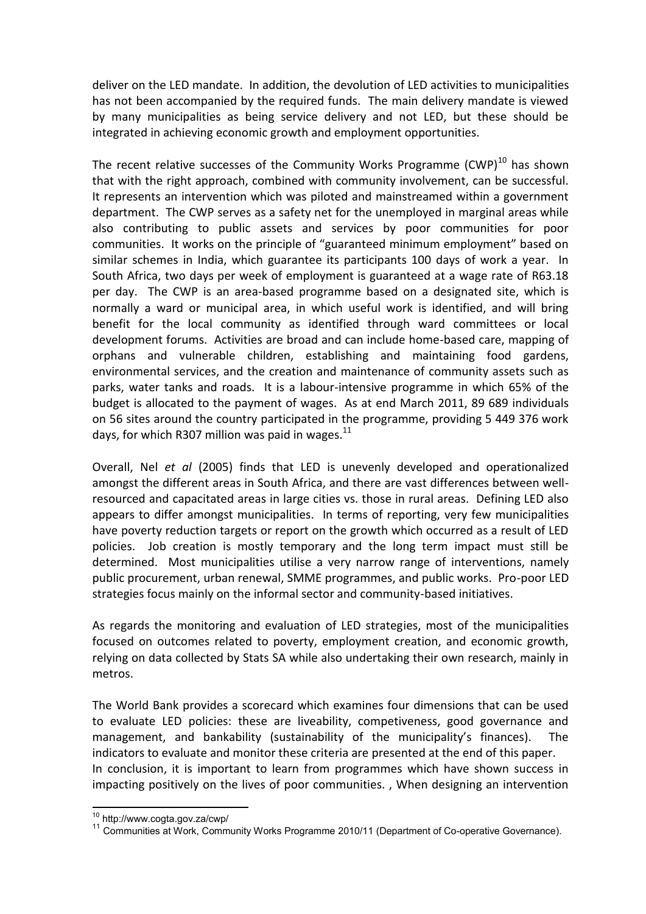deliver on the LED mandate. In addition, the devolution of LED activities to municipalities has not been accompanied by the required funds. The main delivery mandate is viewed by many municipalities as being service delivery and not LED, but these should be integrated in achieving economic growth and employment opportunities.

The recent relative successes of the Community Works Programme (CWP)[10] has shown that with the right approach, combined with community involvement, can be successful. It represents an intervention which was piloted and mainstreamed within a government department. The CWP serves as a safety net for the unemployed in marginal areas while also contributing to public assets and services by poor communities for poor communities. It works on the principle of "guaranteed minimum employment" based on similar schemes in India, which guarantee its participants 100 days of work a year. In South Africa, two days per week of employment is guaranteed at a wage rate of R63.18 per day. The CWP is an area-based programme based on a designated site, which is normally a ward or municipal area, in which useful work is identified, and will bring benefit for the local community as identified through ward committees or local development forums. Activities are broad and can include home-based care, mapping of orphans and vulnerable children, establishing and maintaining food gardens, environmental services, and the creation and maintenance of community assets such as parks, water tanks and roads. It is a labour-intensive programme in which 65% of the budget is allocated to the payment of wages. As at end March 2011, 89 689 individuals on 56 sites around the country participated in the programme, providing 5 449 376 work days, for which R307 million was paid in wages.[11]

Overall, Nel *et al* (2005) finds that LED is unevenly developed and operationalized amongst the different areas in South Africa, and there are vast differences between well-resourced and capacitated areas in large cities vs. those in rural areas. Defining LED also appears to differ amongst municipalities. In terms of reporting, very few municipalities have poverty reduction targets or report on the growth which occurred as a result of LED policies. Job creation is mostly temporary and the long term impact must still be determined. Most municipalities utilise a very narrow range of interventions, namely public procurement, urban renewal, SMME programmes, and public works. Pro-poor LED strategies focus mainly on the informal sector and community-based initiatives.

As regards the monitoring and evaluation of LED strategies, most of the municipalities focused on outcomes related to poverty, employment creation, and economic growth, relying on data collected by Stats SA while also undertaking their own research, mainly in metros.

The World Bank provides a scorecard which examines four dimensions that can be used to evaluate LED policies: these are liveability, competiveness, good governance and management, and bankability (sustainability of the municipality's finances). The indicators to evaluate and monitor these criteria are presented at the end of this paper.
In conclusion, it is important to learn from programmes which have shown success in impacting positively on the lives of poor communities. , When designing an intervention

---

[10] http://www.cogta.gov.za/cwp/

[11] Communities at Work, Community Works Programme 2010/11 (Department of Co-operative Governance).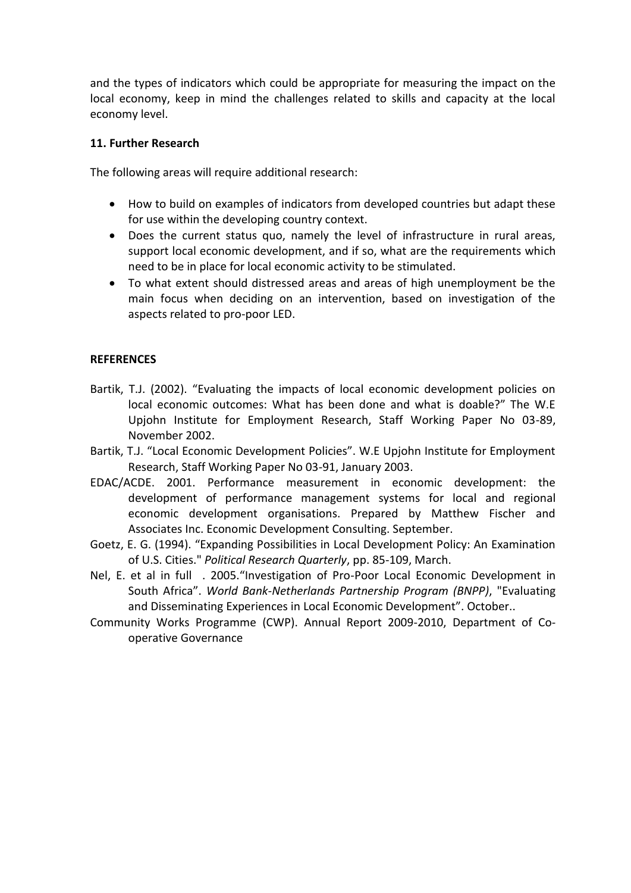and the types of indicators which could be appropriate for measuring the impact on the local economy, keep in mind the challenges related to skills and capacity at the local economy level.

**11. Further Research**

The following areas will require additional research:

- How to build on examples of indicators from developed countries but adapt these for use within the developing country context.
- Does the current status quo, namely the level of infrastructure in rural areas, support local economic development, and if so, what are the requirements which need to be in place for local economic activity to be stimulated.
- To what extent should distressed areas and areas of high unemployment be the main focus when deciding on an intervention, based on investigation of the aspects related to pro-poor LED.

**REFERENCES**

Bartik, T.J. (2002). "Evaluating the impacts of local economic development policies on local economic outcomes: What has been done and what is doable?" The W.E Upjohn Institute for Employment Research, Staff Working Paper No 03-89, November 2002.

Bartik, T.J. "Local Economic Development Policies". W.E Upjohn Institute for Employment Research, Staff Working Paper No 03-91, January 2003.

EDAC/ACDE. 2001. Performance measurement in economic development: the development of performance management systems for local and regional economic development organisations. Prepared by Matthew Fischer and Associates Inc. Economic Development Consulting. September.

Goetz, E. G. (1994). "Expanding Possibilities in Local Development Policy: An Examination of U.S. Cities." *Political Research Quarterly*, pp. 85-109, March.

Nel, E. et al in full . 2005."Investigation of Pro-Poor Local Economic Development in South Africa". *World Bank-Netherlands Partnership Program (BNPP)*, "Evaluating and Disseminating Experiences in Local Economic Development". October..

Community Works Programme (CWP). Annual Report 2009-2010, Department of Co-operative Governance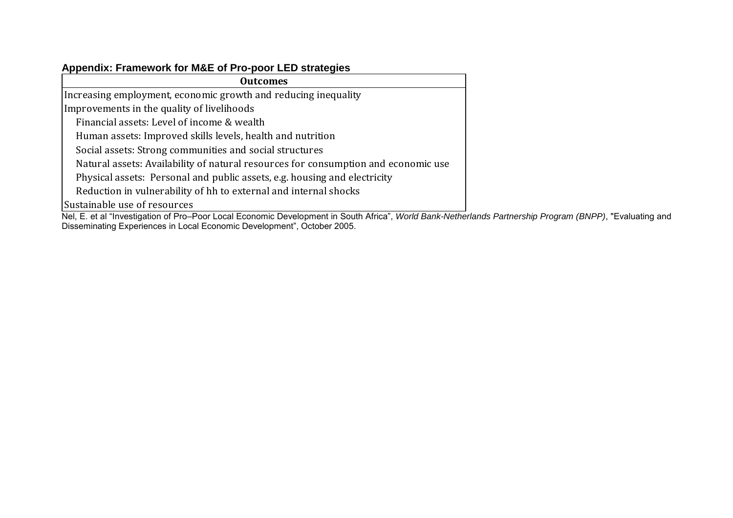## Appendix: Framework for M&E of Pro-poor LED strategies

| Outcomes |
| --- |
| Increasing employment, economic growth and reducing inequality |
| Improvements in the quality of livelihoods |
| Financial assets: Level of income & wealth |
| Human assets: Improved skills levels, health and nutrition |
| Social assets: Strong communities and social structures |
| Natural assets: Availability of natural resources for consumption and economic use |
| Physical assets: Personal and public assets, e.g. housing and electricity |
| Reduction in vulnerability of hh to external and internal shocks |
| Sustainable use of resources |

Nel, E. et al "Investigation of Pro–Poor Local Economic Development in South Africa", *World Bank-Netherlands Partnership Program (BNPP)*, "Evaluating and Disseminating Experiences in Local Economic Development", October 2005.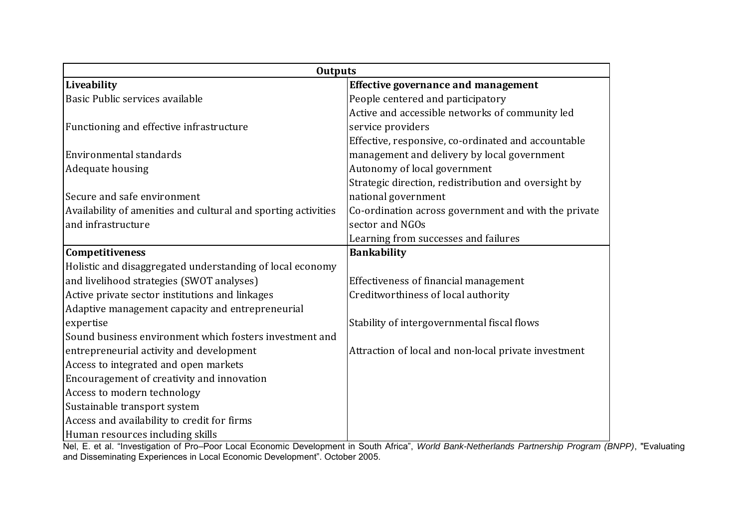| Outputs | |
|---|---|
| **Liveability** | **Effective governance and management** |
| Basic Public services available | People centered and participatory |
| Functioning and effective infrastructure | Active and accessible networks of community led service providers |
| Environmental standards | Effective, responsive, co-ordinated and accountable management and delivery by local government |
| Adequate housing | Autonomy of local government |
| Secure and safe environment | Strategic direction, redistribution and oversight by national government |
| Availability of amenities and cultural and sporting activities and infrastructure | Co-ordination across government and with the private sector and NGOs |
| | Learning from successes and failures |
| **Competitiveness** | **Bankability** |
| Holistic and disaggregated understanding of local economy and livelihood strategies (SWOT analyses) | Effectiveness of financial management |
| Active private sector institutions and linkages | Creditworthiness of local authority |
| Adaptive management capacity and entrepreneurial expertise | Stability of intergovernmental fiscal flows |
| Sound business environment which fosters investment and entrepreneurial activity and development | Attraction of local and non-local private investment |
| Access to integrated and open markets | |
| Encouragement of creativity and innovation | |
| Access to modern technology | |
| Sustainable transport system | |
| Access and availability to credit for firms | |
| Human resources including skills | |

Nel, E. et al. "Investigation of Pro–Poor Local Economic Development in South Africa", *World Bank-Netherlands Partnership Program (BNPP)*, "Evaluating and Disseminating Experiences in Local Economic Development". October 2005.